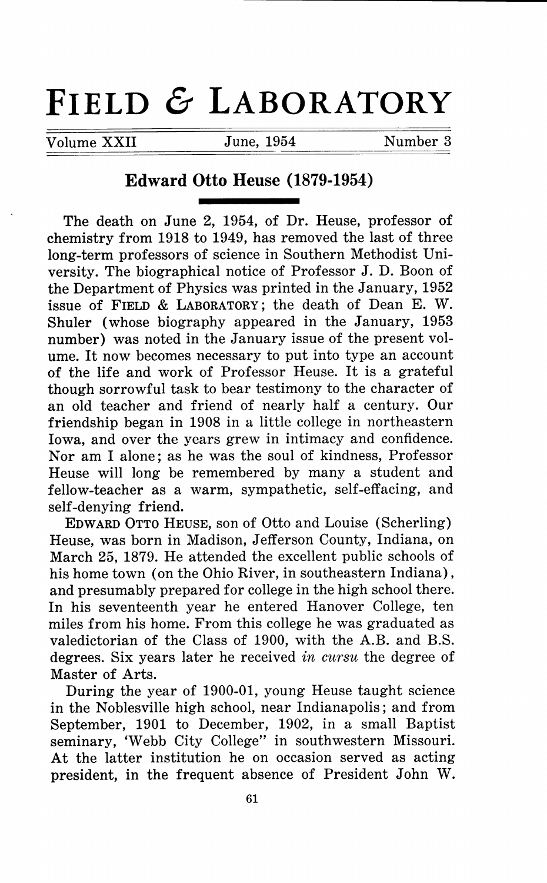# FIELD & LABORATORY

Volume XXII | June, 1954 | Number 3

## Edward Otto Heuse (1879-1954)

The death on June 2, 1954, of Dr. Heuse, professor of chemistry from 1918 to 1949, has removed the last of three long-term professors of science in Southern Methodist University. The biographical notice of Professor J. D. Boon of the Department of Physics was printed in the January, 1952 issue of FIELD & LABORATORY; the death of Dean E. W. Shuler (whose biography appeared in the January, 1953 number) was noted in the January issue of the present volume. It now becomes necessary to put into type an account of the life and work of Professor Heuse. It is a grateful though sorrowful task to bear testimony to the character of an old teacher and friend of nearly half a century. Our friendship began in 1908 in a little college in northeastern Iowa, and over the years grew in intimacy and confidence. Nor am I alone; as he was the soul of kindness, Professor Heuse will long be remembered by many a student and fellow-teacher as a warm, sympathetic, self-effacing, and self-denying friend.

EDWARD OTTO HEUSE, son of Otto and Louise (Scherling) Heuse, was born in Madison, Jefferson County, Indiana, on March 25, 1879. He attended the excellent public schools of his home town (on the Ohio River, in southeastern Indiana), and presumably prepared for college in the high school there. In his seventeenth year he entered Hanover College, ten miles from his home. From this college he was graduated as valedictorian of the Class of 1900, with the A.B. and B.S. degrees. Six years later he received *in cursu* the degree of Master of Arts.

During the year of 1900-01, young Heuse taught science in the Noblesville high school, near Indianapolis; and from September, 1901 to December, 1902, in a small Baptist seminary, 'Webb City College" in southwestern Missouri. At the latter institution he on occasion served as acting president, in the frequent absence of President John W.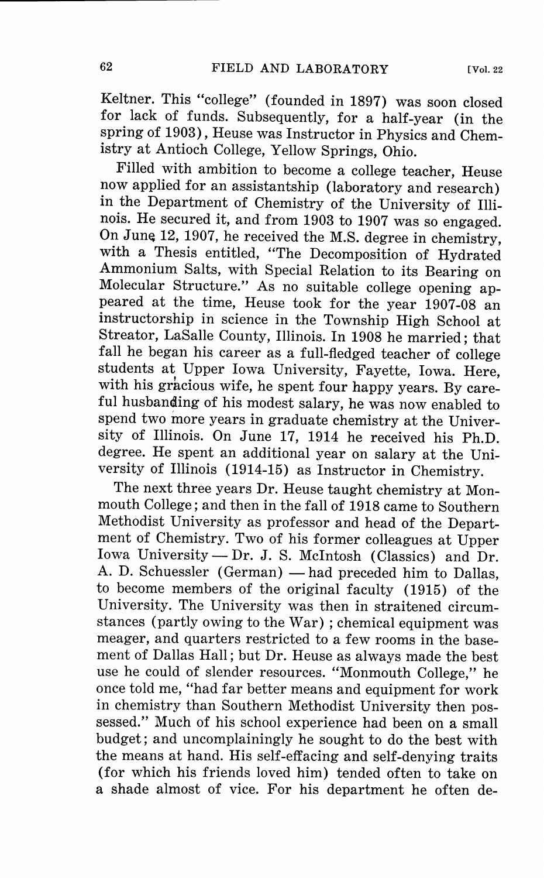Keltner. This "college" (founded in 1897) was soon closed for lack of funds. Subsequently, for a half-year (in the spring of 1903), Heuse was Instructor in Physics and Chemistry at Antioch College, Yellow Springs, Ohio.

Filled with ambition to become a college teacher, Heuse now applied for an assistantship (laboratory and research) in the Department of Chemistry of the University of Illinois. He secured it, and from 1903 to 1907 was so engaged. On June 12, 1907, he received the M.S. degree in chemistry, with a Thesis entitled, "The Decomposition of Hydrated Ammonium Salts, with Special Relation to its Bearing on Molecular Structure." As no suitable college opening appeared at the time, Heuse took for the year 1907-08 an instructorship in science in the Township High School at Streator, LaSalle County, Illinois. In 1908 he married; that fall he began his career as a full-fledged teacher of college students at Upper Iowa University, Fayette, Iowa. Here, with his gracious wife, he spent four happy years. By careful husbanding of his modest salary, he was now enabled to spend two more years in graduate chemistry at the University of Illinois. On June 17, 1914 he received his Ph.D. degree. He spent an additional year on salary at the University of Illinois (1914-15) as Instructor in Chemistry.

The next three years Dr. Heuse taught chemistry at Monmouth College; and then in the fall of 1918 came to Southern Methodist University as professor and head of the Department of Chemistry. Two of his former colleagues at Upper Iowa University — Dr. J. S. McIntosh (Classics) and Dr. A. D. Schuessler (German) — had preceded him to Dallas, to become members of the original faculty (1915) of the University. The University was then in straitened circumstances (partly owing to the War); chemical equipment was meager, and quarters restricted to a few rooms in the basement of Dallas Hall; but Dr. Heuse as always made the best use he could of slender resources. "Monmouth College," he once told me, "had far better means and equipment for work in chemistry than Southern Methodist University then possessed." Much of his school experience had been on a small budget; and uncomplainingly he sought to do the best with the means at hand. His self-effacing and self-denying traits (for which his friends loved him) tended often to take on a shade almost of vice. For his department he often de-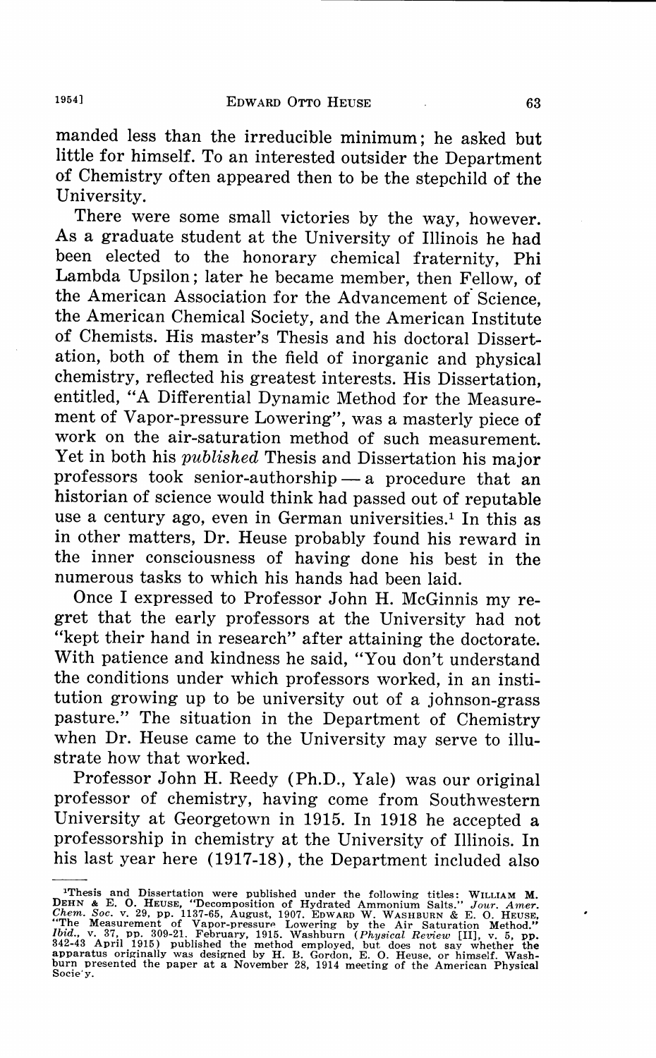manded less than the irreducible minimum; he asked but little for himself. To an interested outsider the Department of Chemistry often appeared then to be the stepchild of the University.

There were some small victories by the way, however. As a graduate student at the University of Illinois he had been elected to the honorary chemical fraternity, Phi Lambda Upsilon; later he became member, then Fellow, of the American Association for the Advancement of Science, the American Chemical Society, and the American Institute of Chemists. His master's Thesis and his doctoral Dissertation, both of them in the field of inorganic and physical chemistry, reflected his greatest interests. His Dissertation, entitled, "A Differential Dynamic Method for the Measurement of Vapor-pressure Lowering", was a masterly piece of work on the air-saturation method of such measurement. Yet in both his *published* Thesis and Dissertation his major professors took senior-authorship — a procedure that an historian of science would think had passed out of reputable use a century ago, even in German universities.[1] In this as in other matters, Dr. Heuse probably found his reward in the inner consciousness of having done his best in the numerous tasks to which his hands had been laid.

Once I expressed to Professor John H. McGinnis my regret that the early professors at the University had not "kept their hand in research" after attaining the doctorate. With patience and kindness he said, "You don't understand the conditions under which professors worked, in an institution growing up to be university out of a johnson-grass pasture." The situation in the Department of Chemistry when Dr. Heuse came to the University may serve to illustrate how that worked.

Professor John H. Reedy (Ph.D., Yale) was our original professor of chemistry, having come from Southwestern University at Georgetown in 1915. In 1918 he accepted a professorship in chemistry at the University of Illinois. In his last year here (1917-18), the Department included also

---

[1]Thesis and Dissertation were published under the following titles: WILLIAM M. DEHN & E. O. HEUSE, "Decomposition of Hydrated Ammonium Salts." *Jour. Amer. Chem. Soc.* v. 29, pp. 1137-65, August, 1907. EDWARD W. WASHBURN & E. O. HEUSE, "The Measurement of Vapor-pressure Lowering by the Air Saturation Method." *Ibid.*, v. 37, pp. 309-21. February, 1915. Washburn (*Physical Review* [II], v. 5, pp. 342-43 April 1915) published the method employed, but does not say whether the apparatus originally was designed by H. B. Gordon, E. O. Heuse, or himself. Washburn presented the paper at a November 28, 1914 meeting of the American Physical Society.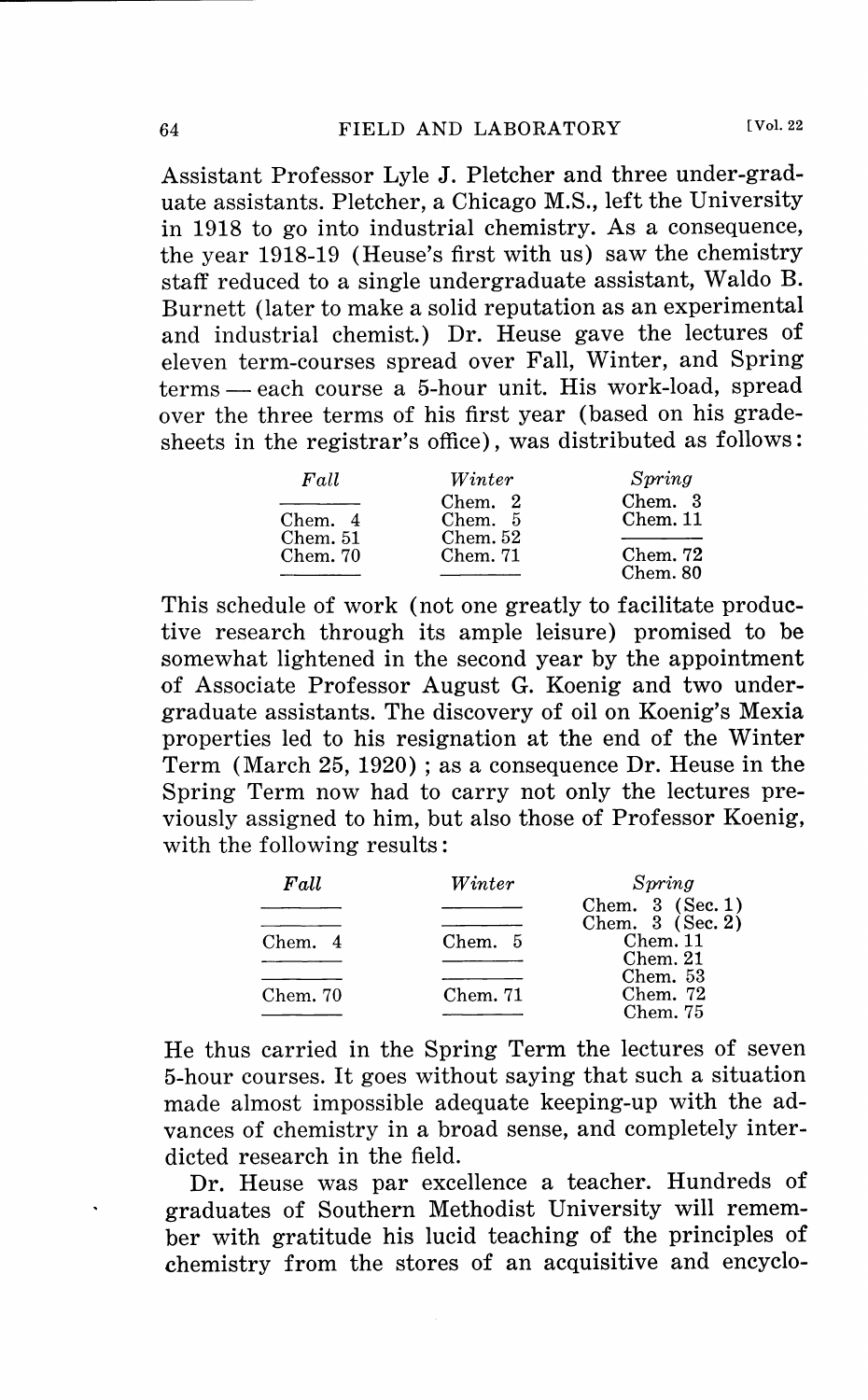Assistant Professor Lyle J. Pletcher and three under-graduate assistants. Pletcher, a Chicago M.S., left the University in 1918 to go into industrial chemistry. As a consequence, the year 1918-19 (Heuse's first with us) saw the chemistry staff reduced to a single undergraduate assistant, Waldo B. Burnett (later to make a solid reputation as an experimental and industrial chemist.) Dr. Heuse gave the lectures of eleven term-courses spread over Fall, Winter, and Spring terms — each course a 5-hour unit. His work-load, spread over the three terms of his first year (based on his grade-sheets in the registrar's office), was distributed as follows:

| *Fall* | *Winter* | *Spring* |
|---|---|---|
| ——— | Chem. 2 | Chem. 3 |
| Chem. 4 | Chem. 5 | Chem. 11 |
| Chem. 51 | Chem. 52 | ——— |
| Chem. 70 | Chem. 71 | Chem. 72 |
| ——— | ——— | Chem. 80 |

This schedule of work (not one greatly to facilitate productive research through its ample leisure) promised to be somewhat lightened in the second year by the appointment of Associate Professor August G. Koenig and two undergraduate assistants. The discovery of oil on Koenig's Mexia properties led to his resignation at the end of the Winter Term (March 25, 1920); as a consequence Dr. Heuse in the Spring Term now had to carry not only the lectures previously assigned to him, but also those of Professor Koenig, with the following results:

| *Fall* | *Winter* | *Spring* |
|---|---|---|
| ——— | ——— | Chem. 3 (Sec. 1) |
| ——— | ——— | Chem. 3 (Sec. 2) |
| Chem. 4 | Chem. 5 | Chem. 11 |
| ——— | ——— | Chem. 21 |
| ——— | ——— | Chem. 53 |
| Chem. 70 | Chem. 71 | Chem. 72 |
| ——— | ——— | Chem. 75 |

He thus carried in the Spring Term the lectures of seven 5-hour courses. It goes without saying that such a situation made almost impossible adequate keeping-up with the advances of chemistry in a broad sense, and completely interdicted research in the field.

Dr. Heuse was par excellence a teacher. Hundreds of graduates of Southern Methodist University will remember with gratitude his lucid teaching of the principles of chemistry from the stores of an acquisitive and encyclo-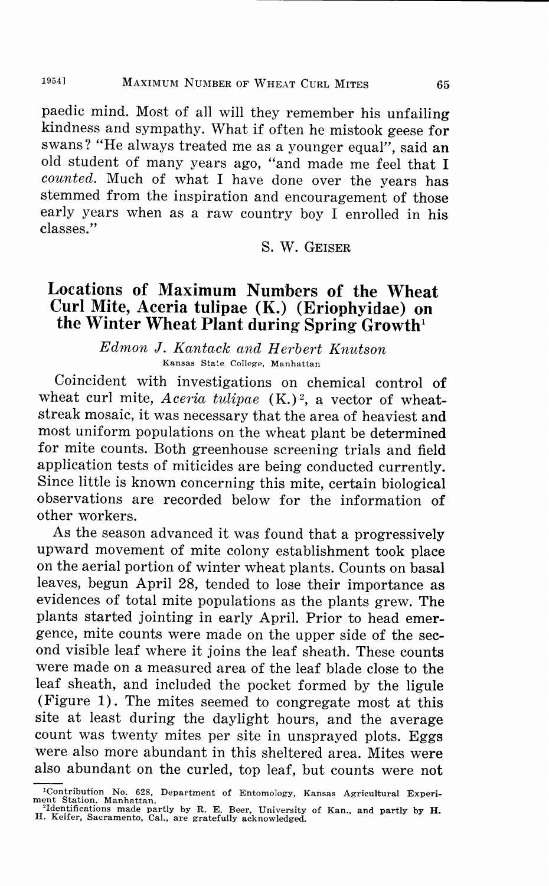paedic mind. Most of all will they remember his unfailing kindness and sympathy. What if often he mistook geese for swans? "He always treated me as a younger equal", said an old student of many years ago, "and made me feel that I *counted*. Much of what I have done over the years has stemmed from the inspiration and encouragement of those early years when as a raw country boy I enrolled in his classes."

S. W. GEISER

## Locations of Maximum Numbers of the Wheat Curl Mite, Aceria tulipae (K.) (Eriophyidae) on the Winter Wheat Plant during Spring Growth[1]

*Edmon J. Kantack and Herbert Knutson*

Kansas State College, Manhattan

Coincident with investigations on chemical control of wheat curl mite, *Aceria tulipae* (K.)[2], a vector of wheat-streak mosaic, it was necessary that the area of heaviest and most uniform populations on the wheat plant be determined for mite counts. Both greenhouse screening trials and field application tests of miticides are being conducted currently. Since little is known concerning this mite, certain biological observations are recorded below for the information of other workers.

As the season advanced it was found that a progressively upward movement of mite colony establishment took place on the aerial portion of winter wheat plants. Counts on basal leaves, begun April 28, tended to lose their importance as evidences of total mite populations as the plants grew. The plants started jointing in early April. Prior to head emergence, mite counts were made on the upper side of the second visible leaf where it joins the leaf sheath. These counts were made on a measured area of the leaf blade close to the leaf sheath, and included the pocket formed by the ligule (Figure 1). The mites seemed to congregate most at this site at least during the daylight hours, and the average count was twenty mites per site in unsprayed plots. Eggs were also more abundant in this sheltered area. Mites were also abundant on the curled, top leaf, but counts were not

[1]Contribution No. 628, Department of Entomology, Kansas Agricultural Experiment Station, Manhattan.

[2]Identifications made partly by R. E. Beer, University of Kan., and partly by H. H. Keifer, Sacramento, Cal., are gratefully acknowledged.